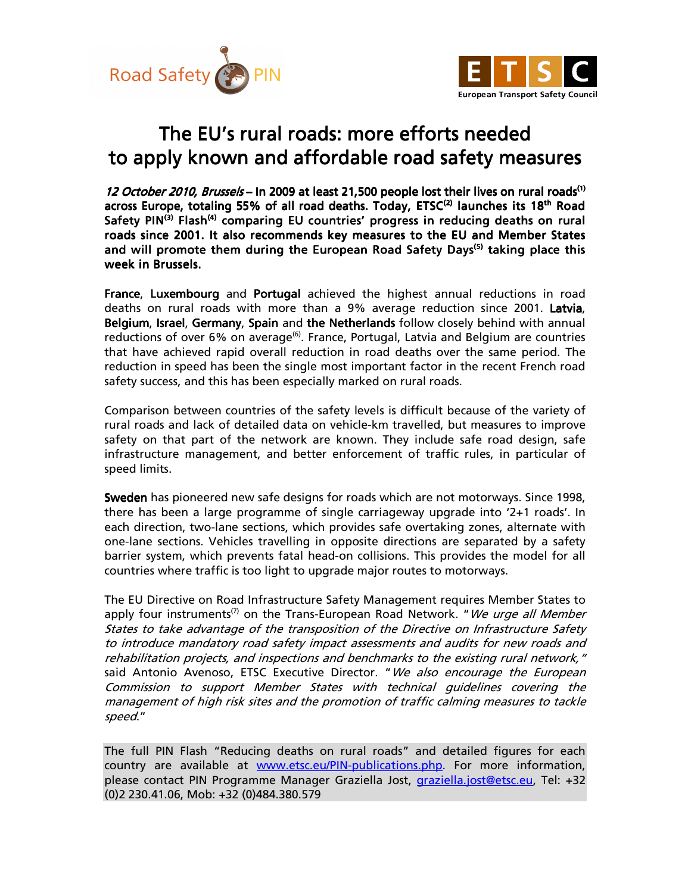Road Safety PIN

ETSC
European Transport Safety Council

# The EU's rural roads: more efforts needed to apply known and affordable road safety measures

***12 October 2010, Brussels*** **– In 2009 at least 21,500 people lost their lives on rural roads[1] across Europe, totaling 55% of all road deaths. Today, ETSC[2] launches its 18th Road Safety PIN[3] Flash[4] comparing EU countries' progress in reducing deaths on rural roads since 2001. It also recommends key measures to the EU and Member States and will promote them during the European Road Safety Days[5] taking place this week in Brussels.**

**France**, **Luxembourg** and **Portugal** achieved the highest annual reductions in road deaths on rural roads with more than a 9% average reduction since 2001. **Latvia**, **Belgium**, **Israel**, **Germany**, **Spain** and **the Netherlands** follow closely behind with annual reductions of over 6% on average[6]. France, Portugal, Latvia and Belgium are countries that have achieved rapid overall reduction in road deaths over the same period. The reduction in speed has been the single most important factor in the recent French road safety success, and this has been especially marked on rural roads.

Comparison between countries of the safety levels is difficult because of the variety of rural roads and lack of detailed data on vehicle-km travelled, but measures to improve safety on that part of the network are known. They include safe road design, safe infrastructure management, and better enforcement of traffic rules, in particular of speed limits.

**Sweden** has pioneered new safe designs for roads which are not motorways. Since 1998, there has been a large programme of single carriageway upgrade into '2+1 roads'. In each direction, two-lane sections, which provides safe overtaking zones, alternate with one-lane sections. Vehicles travelling in opposite directions are separated by a safety barrier system, which prevents fatal head-on collisions. This provides the model for all countries where traffic is too light to upgrade major routes to motorways.

The EU Directive on Road Infrastructure Safety Management requires Member States to apply four instruments[7] on the Trans-European Road Network. "*We urge all Member States to take advantage of the transposition of the Directive on Infrastructure Safety to introduce mandatory road safety impact assessments and audits for new roads and rehabilitation projects, and inspections and benchmarks to the existing rural network,*" said Antonio Avenoso, ETSC Executive Director. "*We also encourage the European Commission to support Member States with technical guidelines covering the management of high risk sites and the promotion of traffic calming measures to tackle speed.*"

The full PIN Flash "Reducing deaths on rural roads" and detailed figures for each country are available at [www.etsc.eu/PIN-publications.php](http://www.etsc.eu/PIN-publications.php). For more information, please contact PIN Programme Manager Graziella Jost, [graziella.jost@etsc.eu](mailto:graziella.jost@etsc.eu), Tel: +32 (0)2 230.41.06, Mob: +32 (0)484.380.579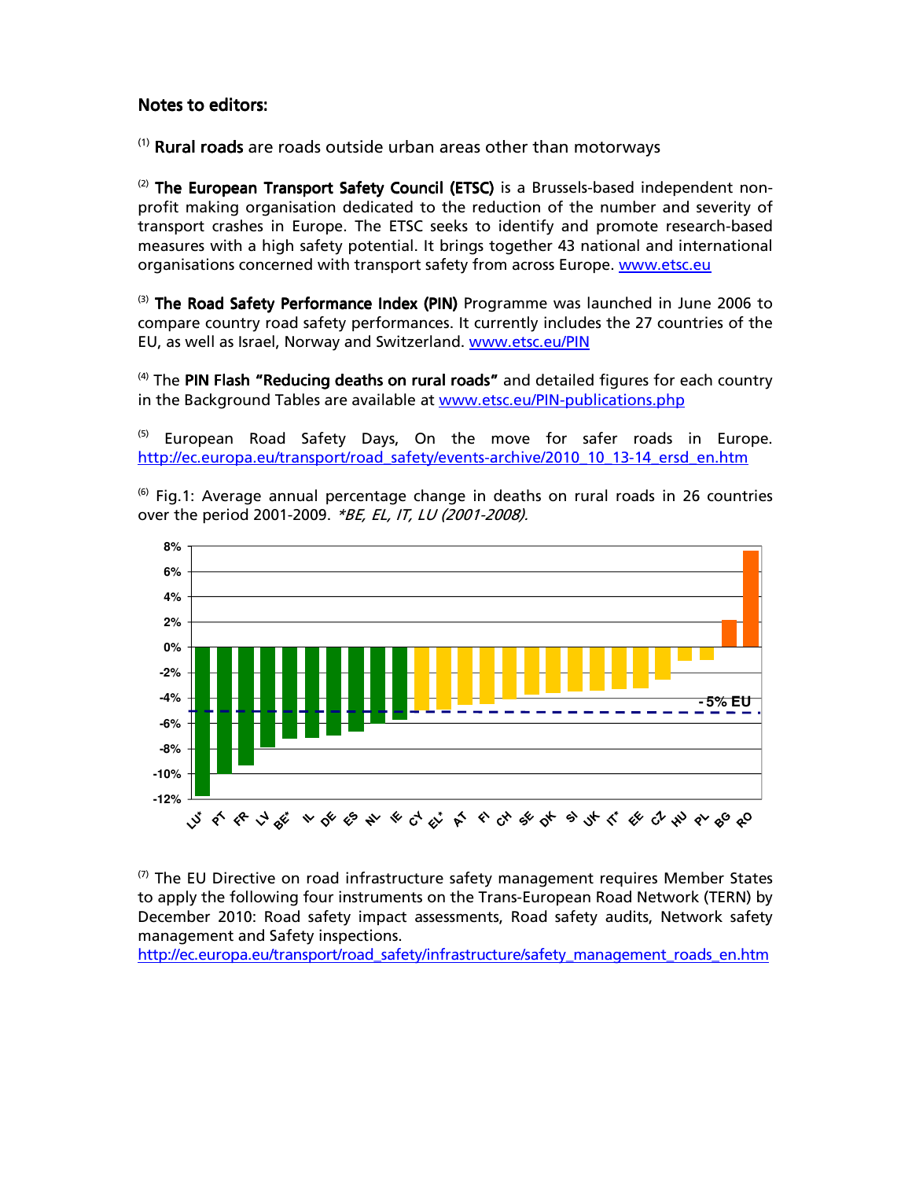## Notes to editors:

[1] **Rural roads** are roads outside urban areas other than motorways

[2] **The European Transport Safety Council (ETSC)** is a Brussels-based independent non-profit making organisation dedicated to the reduction of the number and severity of transport crashes in Europe. The ETSC seeks to identify and promote research-based measures with a high safety potential. It brings together 43 national and international organisations concerned with transport safety from across Europe. [www.etsc.eu](http://www.etsc.eu)

[3] **The Road Safety Performance Index (PIN)** Programme was launched in June 2006 to compare country road safety performances. It currently includes the 27 countries of the EU, as well as Israel, Norway and Switzerland. [www.etsc.eu/PIN](http://www.etsc.eu/PIN)

[4] The **PIN Flash "Reducing deaths on rural roads"** and detailed figures for each country in the Background Tables are available at [www.etsc.eu/PIN-publications.php](http://www.etsc.eu/PIN-publications.php)

[5] European Road Safety Days, On the move for safer roads in Europe. [http://ec.europa.eu/transport/road_safety/events-archive/2010_10_13-14_ersd_en.htm](http://ec.europa.eu/transport/road_safety/events-archive/2010_10_13-14_ersd_en.htm)

[6] Fig.1: Average annual percentage change in deaths on rural roads in 26 countries over the period 2001-2009. *\*BE, EL, IT, LU (2001-2008).*

8%
6%
4%
2%
0%
-2%
-4%
-6%
-8%
-10%
-12%

-5% EU

LU\* PT FR LV BE\* IL DE ES NL IE CY EL\* AT FI CH SE DK SI UK IT\* EE CZ HU PL BG RO

[7] The EU Directive on road infrastructure safety management requires Member States to apply the following four instruments on the Trans-European Road Network (TERN) by December 2010: Road safety impact assessments, Road safety audits, Network safety management and Safety inspections.
[http://ec.europa.eu/transport/road_safety/infrastructure/safety_management_roads_en.htm](http://ec.europa.eu/transport/road_safety/infrastructure/safety_management_roads_en.htm)